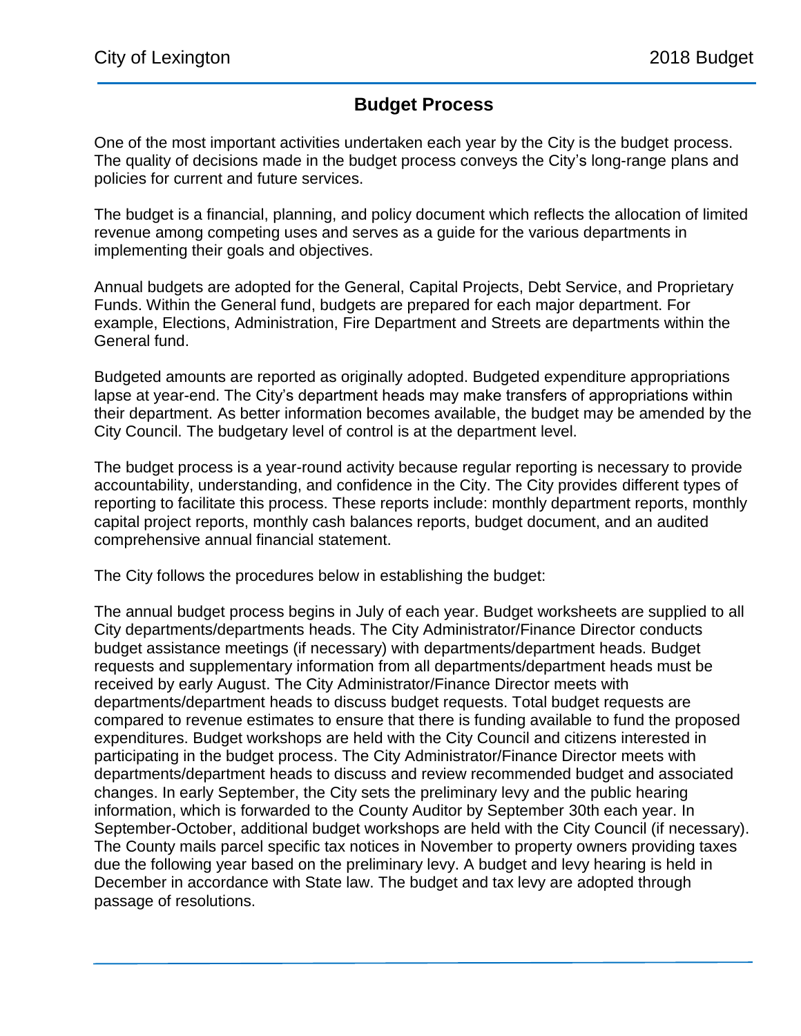## Budget Process

One of the most important activities undertaken each year by the City is the budget process. The quality of decisions made in the budget process conveys the City's long-range plans and policies for current and future services.

The budget is a financial, planning, and policy document which reflects the allocation of limited revenue among competing uses and serves as a guide for the various departments in implementing their goals and objectives.

Annual budgets are adopted for the General, Capital Projects, Debt Service, and Proprietary Funds. Within the General fund, budgets are prepared for each major department. For example, Elections, Administration, Fire Department and Streets are departments within the General fund.

Budgeted amounts are reported as originally adopted. Budgeted expenditure appropriations lapse at year-end. The City's department heads may make transfers of appropriations within their department. As better information becomes available, the budget may be amended by the City Council. The budgetary level of control is at the department level.

The budget process is a year-round activity because regular reporting is necessary to provide accountability, understanding, and confidence in the City. The City provides different types of reporting to facilitate this process. These reports include: monthly department reports, monthly capital project reports, monthly cash balances reports, budget document, and an audited comprehensive annual financial statement.

The City follows the procedures below in establishing the budget:

The annual budget process begins in July of each year. Budget worksheets are supplied to all City departments/departments heads. The City Administrator/Finance Director conducts budget assistance meetings (if necessary) with departments/department heads. Budget requests and supplementary information from all departments/department heads must be received by early August. The City Administrator/Finance Director meets with departments/department heads to discuss budget requests. Total budget requests are compared to revenue estimates to ensure that there is funding available to fund the proposed expenditures. Budget workshops are held with the City Council and citizens interested in participating in the budget process. The City Administrator/Finance Director meets with departments/department heads to discuss and review recommended budget and associated changes. In early September, the City sets the preliminary levy and the public hearing information, which is forwarded to the County Auditor by September 30th each year. In September-October, additional budget workshops are held with the City Council (if necessary). The County mails parcel specific tax notices in November to property owners providing taxes due the following year based on the preliminary levy. A budget and levy hearing is held in December in accordance with State law. The budget and tax levy are adopted through passage of resolutions.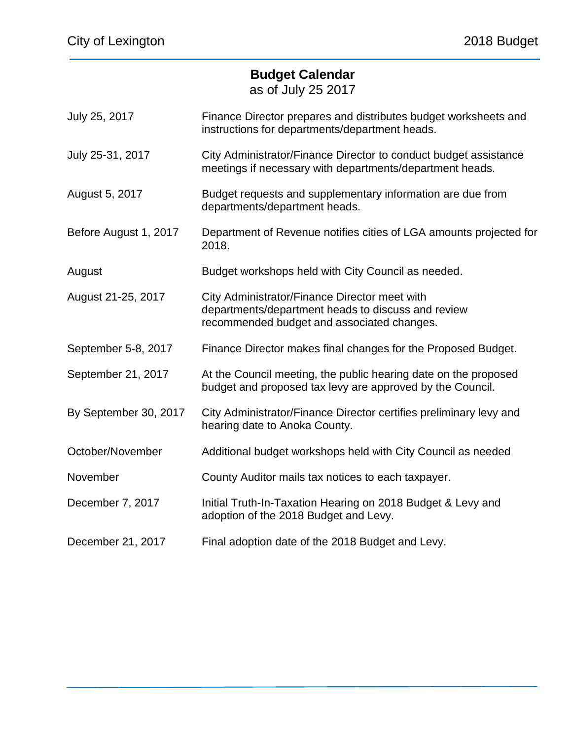## Budget Calendar

as of July 25 2017

| | |
|---|---|
| July 25, 2017 | Finance Director prepares and distributes budget worksheets and instructions for departments/department heads. |
| July 25-31, 2017 | City Administrator/Finance Director to conduct budget assistance meetings if necessary with departments/department heads. |
| August 5, 2017 | Budget requests and supplementary information are due from departments/department heads. |
| Before August 1, 2017 | Department of Revenue notifies cities of LGA amounts projected for 2018. |
| August | Budget workshops held with City Council as needed. |
| August 21-25, 2017 | City Administrator/Finance Director meet with departments/department heads to discuss and review recommended budget and associated changes. |
| September 5-8, 2017 | Finance Director makes final changes for the Proposed Budget. |
| September 21, 2017 | At the Council meeting, the public hearing date on the proposed budget and proposed tax levy are approved by the Council. |
| By September 30, 2017 | City Administrator/Finance Director certifies preliminary levy and hearing date to Anoka County. |
| October/November | Additional budget workshops held with City Council as needed |
| November | County Auditor mails tax notices to each taxpayer. |
| December 7, 2017 | Initial Truth-In-Taxation Hearing on 2018 Budget & Levy and adoption of the 2018 Budget and Levy. |
| December 21, 2017 | Final adoption date of the 2018 Budget and Levy. |